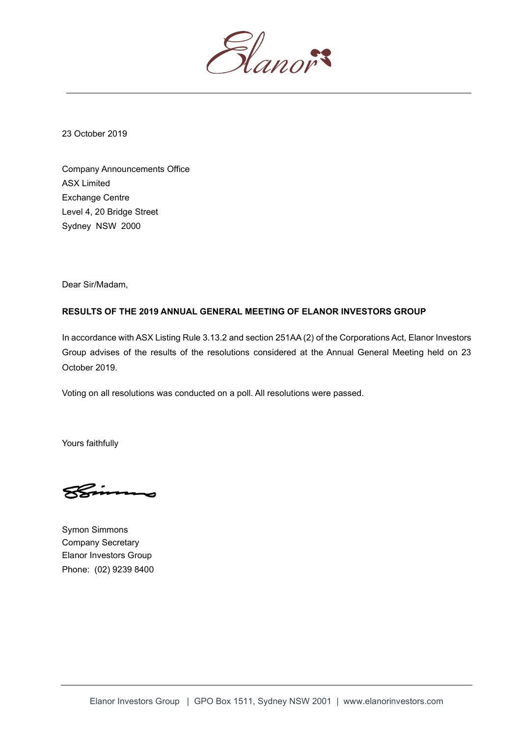Elanor

23 October 2019

Company Announcements Office
ASX Limited
Exchange Centre
Level 4, 20 Bridge Street
Sydney NSW 2000

Dear Sir/Madam,

**RESULTS OF THE 2019 ANNUAL GENERAL MEETING OF ELANOR INVESTORS GROUP**

In accordance with ASX Listing Rule 3.13.2 and section 251AA (2) of the Corporations Act, Elanor Investors Group advises of the results of the resolutions considered at the Annual General Meeting held on 23 October 2019.

Voting on all resolutions was conducted on a poll. All resolutions were passed.

Yours faithfully

Symon Simmons
Company Secretary
Elanor Investors Group
Phone: (02) 9239 8400

Elanor Investors Group | GPO Box 1511, Sydney NSW 2001 | www.elanorinvestors.com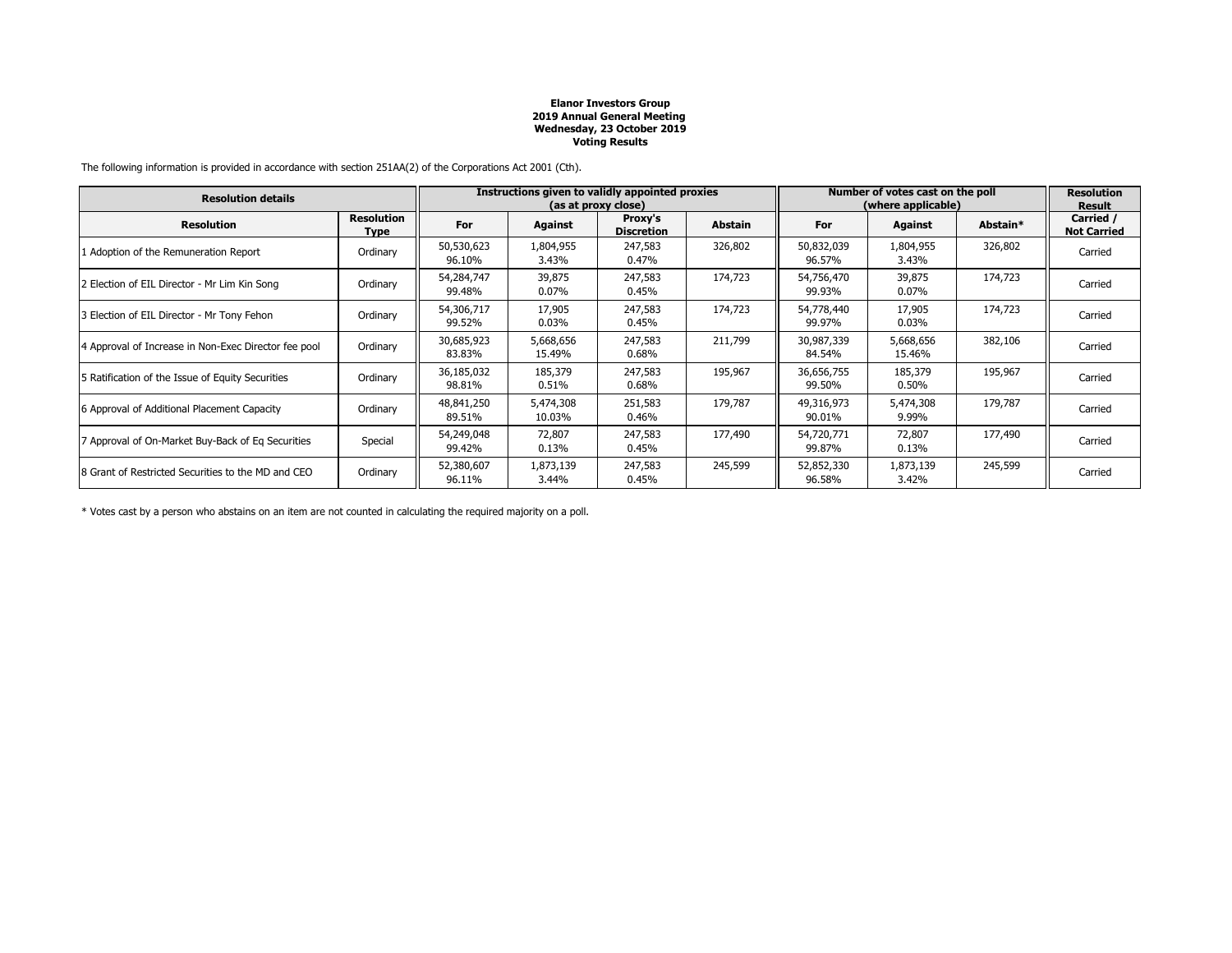**Elanor Investors Group**
**2019 Annual General Meeting**
**Wednesday, 23 October 2019**
**Voting Results**

The following information is provided in accordance with section 251AA(2) of the Corporations Act 2001 (Cth).

| Resolution details | | Instructions given to validly appointed proxies (as at proxy close) | | | | Number of votes cast on the poll (where applicable) | | | Resolution Result |
|---|---|---|---|---|---|---|---|---|---|
| **Resolution** | **Resolution Type** | **For** | **Against** | **Proxy's Discretion** | **Abstain** | **For** | **Against** | **Abstain*** | **Carried / Not Carried** |
| 1 Adoption of the Remuneration Report | Ordinary | 50,530,623 96.10% | 1,804,955 3.43% | 247,583 0.47% | 326,802 | 50,832,039 96.57% | 1,804,955 3.43% | 326,802 | Carried |
| 2 Election of EIL Director - Mr Lim Kin Song | Ordinary | 54,284,747 99.48% | 39,875 0.07% | 247,583 0.45% | 174,723 | 54,756,470 99.93% | 39,875 0.07% | 174,723 | Carried |
| 3 Election of EIL Director - Mr Tony Fehon | Ordinary | 54,306,717 99.52% | 17,905 0.03% | 247,583 0.45% | 174,723 | 54,778,440 99.97% | 17,905 0.03% | 174,723 | Carried |
| 4 Approval of Increase in Non-Exec Director fee pool | Ordinary | 30,685,923 83.83% | 5,668,656 15.49% | 247,583 0.68% | 211,799 | 30,987,339 84.54% | 5,668,656 15.46% | 382,106 | Carried |
| 5 Ratification of the Issue of Equity Securities | Ordinary | 36,185,032 98.81% | 185,379 0.51% | 247,583 0.68% | 195,967 | 36,656,755 99.50% | 185,379 0.50% | 195,967 | Carried |
| 6 Approval of Additional Placement Capacity | Ordinary | 48,841,250 89.51% | 5,474,308 10.03% | 251,583 0.46% | 179,787 | 49,316,973 90.01% | 5,474,308 9.99% | 179,787 | Carried |
| 7 Approval of On-Market Buy-Back of Eq Securities | Special | 54,249,048 99.42% | 72,807 0.13% | 247,583 0.45% | 177,490 | 54,720,771 99.87% | 72,807 0.13% | 177,490 | Carried |
| 8 Grant of Restricted Securities to the MD and CEO | Ordinary | 52,380,607 96.11% | 1,873,139 3.44% | 247,583 0.45% | 245,599 | 52,852,330 96.58% | 1,873,139 3.42% | 245,599 | Carried |

* Votes cast by a person who abstains on an item are not counted in calculating the required majority on a poll.